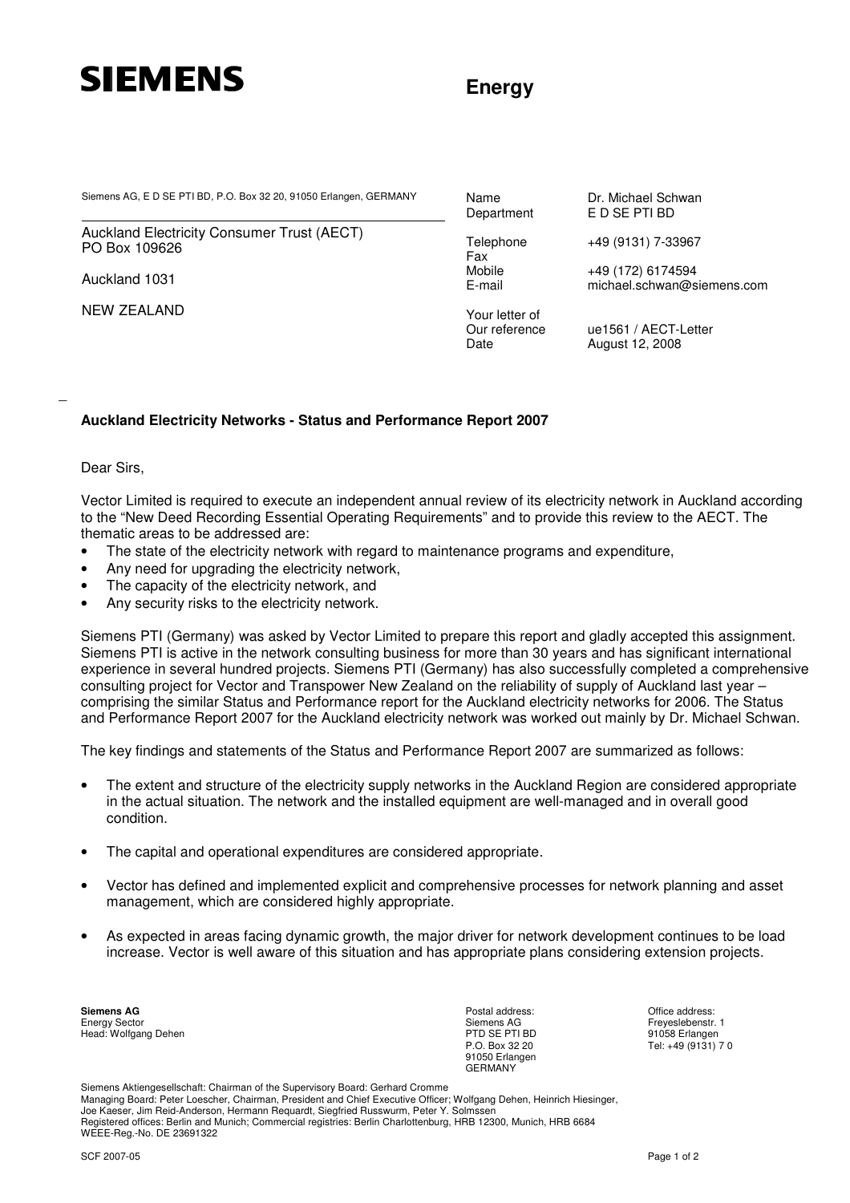**SIEMENS**

**Energy**

Siemens AG, E D SE PTI BD, P.O. Box 32 20, 91050 Erlangen, GERMANY

Auckland Electricity Consumer Trust (AECT)
PO Box 109626

Auckland 1031

NEW ZEALAND

| | |
|---|---|
| Name | Dr. Michael Schwan |
| Department | E D SE PTI BD |
| Telephone | +49 (9131) 7-33967 |
| Fax | |
| Mobile | +49 (172) 6174594 |
| E-mail | michael.schwan@siemens.com |
| Your letter of | |
| Our reference | ue1561 / AECT-Letter |
| Date | August 12, 2008 |

**Auckland Electricity Networks - Status and Performance Report 2007**

Dear Sirs,

Vector Limited is required to execute an independent annual review of its electricity network in Auckland according to the "New Deed Recording Essential Operating Requirements" and to provide this review to the AECT. The thematic areas to be addressed are:

- The state of the electricity network with regard to maintenance programs and expenditure,
- Any need for upgrading the electricity network,
- The capacity of the electricity network, and
- Any security risks to the electricity network.

Siemens PTI (Germany) was asked by Vector Limited to prepare this report and gladly accepted this assignment. Siemens PTI is active in the network consulting business for more than 30 years and has significant international experience in several hundred projects. Siemens PTI (Germany) has also successfully completed a comprehensive consulting project for Vector and Transpower New Zealand on the reliability of supply of Auckland last year – comprising the similar Status and Performance report for the Auckland electricity networks for 2006. The Status and Performance Report 2007 for the Auckland electricity network was worked out mainly by Dr. Michael Schwan.

The key findings and statements of the Status and Performance Report 2007 are summarized as follows:

- The extent and structure of the electricity supply networks in the Auckland Region are considered appropriate in the actual situation. The network and the installed equipment are well-managed and in overall good condition.

- The capital and operational expenditures are considered appropriate.

- Vector has defined and implemented explicit and comprehensive processes for network planning and asset management, which are considered highly appropriate.

- As expected in areas facing dynamic growth, the major driver for network development continues to be load increase. Vector is well aware of this situation and has appropriate plans considering extension projects.

**Siemens AG**
Energy Sector
Head: Wolfgang Dehen

Postal address:
Siemens AG
PTD SE PTI BD
P.O. Box 32 20
91050 Erlangen
GERMANY

Office address:
Freyeslebenstr. 1
91058 Erlangen
Tel: +49 (9131) 7 0

Siemens Aktiengesellschaft: Chairman of the Supervisory Board: Gerhard Cromme
Managing Board: Peter Loescher, Chairman, President and Chief Executive Officer; Wolfgang Dehen, Heinrich Hiesinger, Joe Kaeser, Jim Reid-Anderson, Hermann Requardt, Siegfried Russwurm, Peter Y. Solmssen
Registered offices: Berlin and Munich; Commercial registries: Berlin Charlottenburg, HRB 12300, Munich, HRB 6684
WEEE-Reg.-No. DE 23691322

SCF 2007-05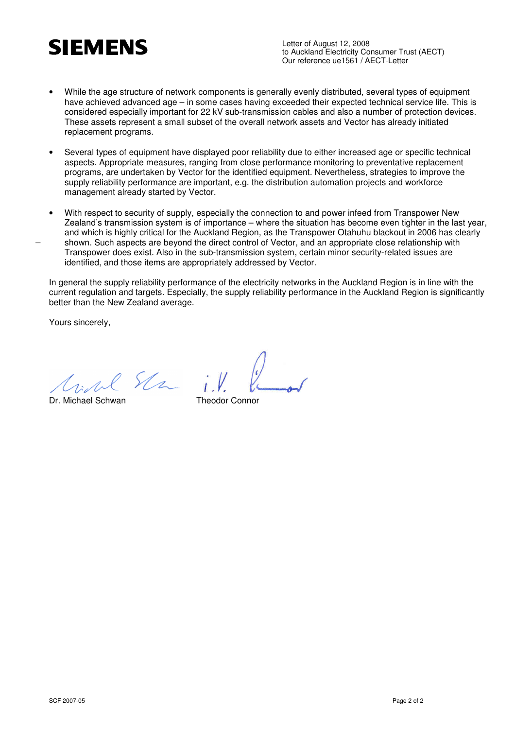- While the age structure of network components is generally evenly distributed, several types of equipment have achieved advanced age – in some cases having exceeded their expected technical service life. This is considered especially important for 22 kV sub-transmission cables and also a number of protection devices. These assets represent a small subset of the overall network assets and Vector has already initiated replacement programs.

- Several types of equipment have displayed poor reliability due to either increased age or specific technical aspects. Appropriate measures, ranging from close performance monitoring to preventative replacement programs, are undertaken by Vector for the identified equipment. Nevertheless, strategies to improve the supply reliability performance are important, e.g. the distribution automation projects and workforce management already started by Vector.

- With respect to security of supply, especially the connection to and power infeed from Transpower New Zealand's transmission system is of importance – where the situation has become even tighter in the last year, and which is highly critical for the Auckland Region, as the Transpower Otahuhu blackout in 2006 has clearly shown. Such aspects are beyond the direct control of Vector, and an appropriate close relationship with Transpower does exist. Also in the sub-transmission system, certain minor security-related issues are identified, and those items are appropriately addressed by Vector.

In general the supply reliability performance of the electricity networks in the Auckland Region is in line with the current regulation and targets. Especially, the supply reliability performance in the Auckland Region is significantly better than the New Zealand average.

Yours sincerely,

Dr. Michael Schwan

i.V. Theodor Connor